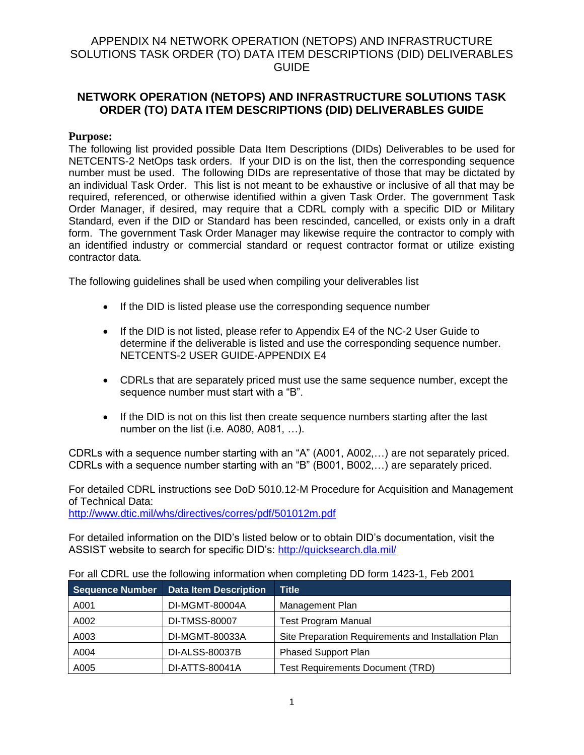APPENDIX N4 NETWORK OPERATION (NETOPS) AND INFRASTRUCTURE SOLUTIONS TASK ORDER (TO) DATA ITEM DESCRIPTIONS (DID) DELIVERABLES GUIDE

# NETWORK OPERATION (NETOPS) AND INFRASTRUCTURE SOLUTIONS TASK ORDER (TO) DATA ITEM DESCRIPTIONS (DID) DELIVERABLES GUIDE

## Purpose:

The following list provided possible Data Item Descriptions (DIDs) Deliverables to be used for NETCENTS-2 NetOps task orders. If your DID is on the list, then the corresponding sequence number must be used. The following DIDs are representative of those that may be dictated by an individual Task Order. This list is not meant to be exhaustive or inclusive of all that may be required, referenced, or otherwise identified within a given Task Order. The government Task Order Manager, if desired, may require that a CDRL comply with a specific DID or Military Standard, even if the DID or Standard has been rescinded, cancelled, or exists only in a draft form. The government Task Order Manager may likewise require the contractor to comply with an identified industry or commercial standard or request contractor format or utilize existing contractor data.

The following guidelines shall be used when compiling your deliverables list

- If the DID is listed please use the corresponding sequence number
- If the DID is not listed, please refer to Appendix E4 of the NC-2 User Guide to determine if the deliverable is listed and use the corresponding sequence number. NETCENTS-2 USER GUIDE-APPENDIX E4
- CDRLs that are separately priced must use the same sequence number, except the sequence number must start with a "B".
- If the DID is not on this list then create sequence numbers starting after the last number on the list (i.e. A080, A081, …).

CDRLs with a sequence number starting with an "A" (A001, A002,…) are not separately priced.
CDRLs with a sequence number starting with an "B" (B001, B002,…) are separately priced.

For detailed CDRL instructions see DoD 5010.12-M Procedure for Acquisition and Management of Technical Data:
http://www.dtic.mil/whs/directives/corres/pdf/501012m.pdf

For detailed information on the DID's listed below or to obtain DID's documentation, visit the ASSIST website to search for specific DID's: http://quicksearch.dla.mil/

For all CDRL use the following information when completing DD form 1423-1, Feb 2001

| Sequence Number | Data Item Description | Title |
|---|---|---|
| A001 | DI-MGMT-80004A | Management Plan |
| A002 | DI-TMSS-80007 | Test Program Manual |
| A003 | DI-MGMT-80033A | Site Preparation Requirements and Installation Plan |
| A004 | DI-ALSS-80037B | Phased Support Plan |
| A005 | DI-ATTS-80041A | Test Requirements Document (TRD) |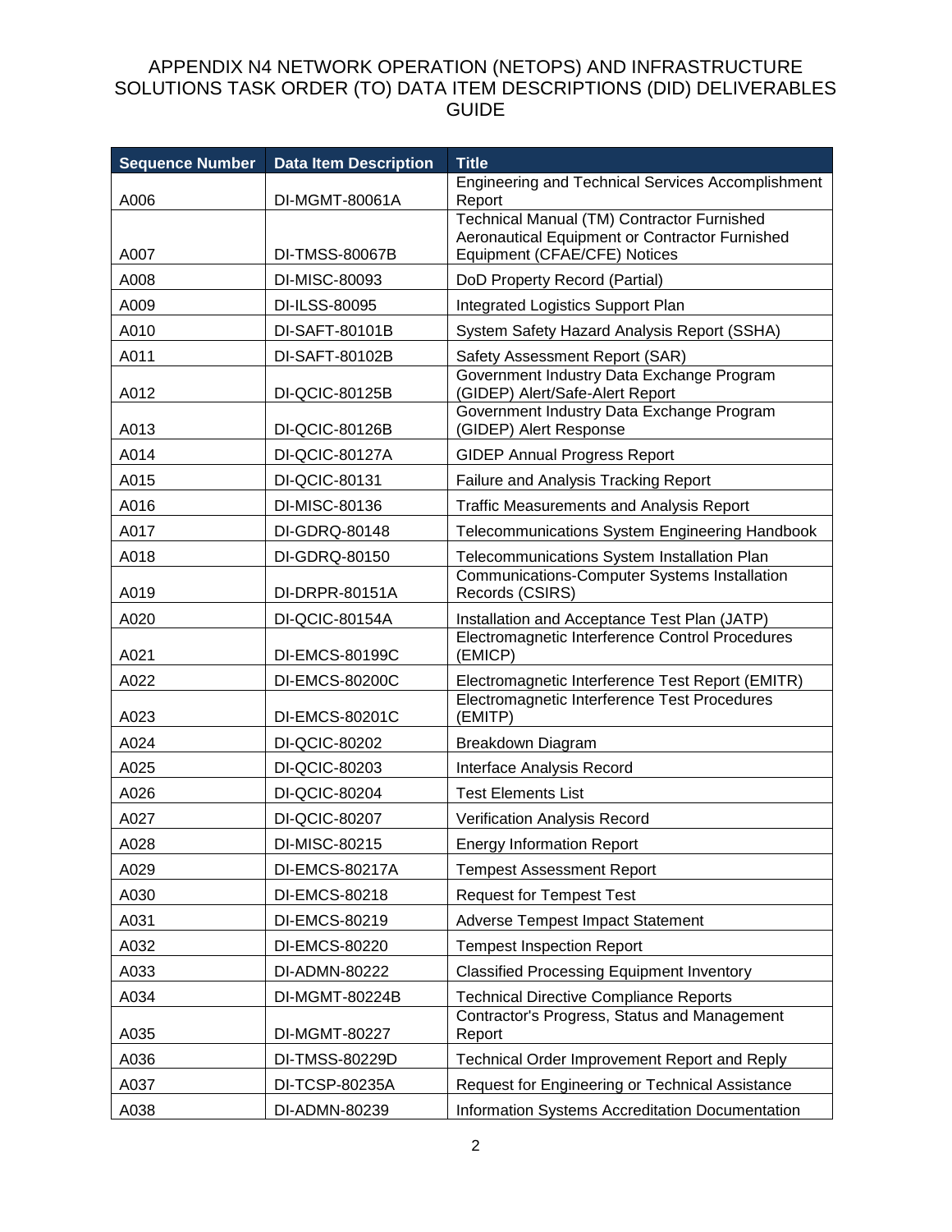# APPENDIX N4 NETWORK OPERATION (NETOPS) AND INFRASTRUCTURE SOLUTIONS TASK ORDER (TO) DATA ITEM DESCRIPTIONS (DID) DELIVERABLES GUIDE

| Sequence Number | Data Item Description | Title |
|---|---|---|
| A006 | DI-MGMT-80061A | Engineering and Technical Services Accomplishment Report |
| A007 | DI-TMSS-80067B | Technical Manual (TM) Contractor Furnished Aeronautical Equipment or Contractor Furnished Equipment (CFAE/CFE) Notices |
| A008 | DI-MISC-80093 | DoD Property Record (Partial) |
| A009 | DI-ILSS-80095 | Integrated Logistics Support Plan |
| A010 | DI-SAFT-80101B | System Safety Hazard Analysis Report (SSHA) |
| A011 | DI-SAFT-80102B | Safety Assessment Report (SAR) |
| A012 | DI-QCIC-80125B | Government Industry Data Exchange Program (GIDEP) Alert/Safe-Alert Report |
| A013 | DI-QCIC-80126B | Government Industry Data Exchange Program (GIDEP) Alert Response |
| A014 | DI-QCIC-80127A | GIDEP Annual Progress Report |
| A015 | DI-QCIC-80131 | Failure and Analysis Tracking Report |
| A016 | DI-MISC-80136 | Traffic Measurements and Analysis Report |
| A017 | DI-GDRQ-80148 | Telecommunications System Engineering Handbook |
| A018 | DI-GDRQ-80150 | Telecommunications System Installation Plan |
| A019 | DI-DRPR-80151A | Communications-Computer Systems Installation Records (CSIRS) |
| A020 | DI-QCIC-80154A | Installation and Acceptance Test Plan (JATP) |
| A021 | DI-EMCS-80199C | Electromagnetic Interference Control Procedures (EMICP) |
| A022 | DI-EMCS-80200C | Electromagnetic Interference Test Report (EMITR) |
| A023 | DI-EMCS-80201C | Electromagnetic Interference Test Procedures (EMITP) |
| A024 | DI-QCIC-80202 | Breakdown Diagram |
| A025 | DI-QCIC-80203 | Interface Analysis Record |
| A026 | DI-QCIC-80204 | Test Elements List |
| A027 | DI-QCIC-80207 | Verification Analysis Record |
| A028 | DI-MISC-80215 | Energy Information Report |
| A029 | DI-EMCS-80217A | Tempest Assessment Report |
| A030 | DI-EMCS-80218 | Request for Tempest Test |
| A031 | DI-EMCS-80219 | Adverse Tempest Impact Statement |
| A032 | DI-EMCS-80220 | Tempest Inspection Report |
| A033 | DI-ADMN-80222 | Classified Processing Equipment Inventory |
| A034 | DI-MGMT-80224B | Technical Directive Compliance Reports |
| A035 | DI-MGMT-80227 | Contractor's Progress, Status and Management Report |
| A036 | DI-TMSS-80229D | Technical Order Improvement Report and Reply |
| A037 | DI-TCSP-80235A | Request for Engineering or Technical Assistance |
| A038 | DI-ADMN-80239 | Information Systems Accreditation Documentation |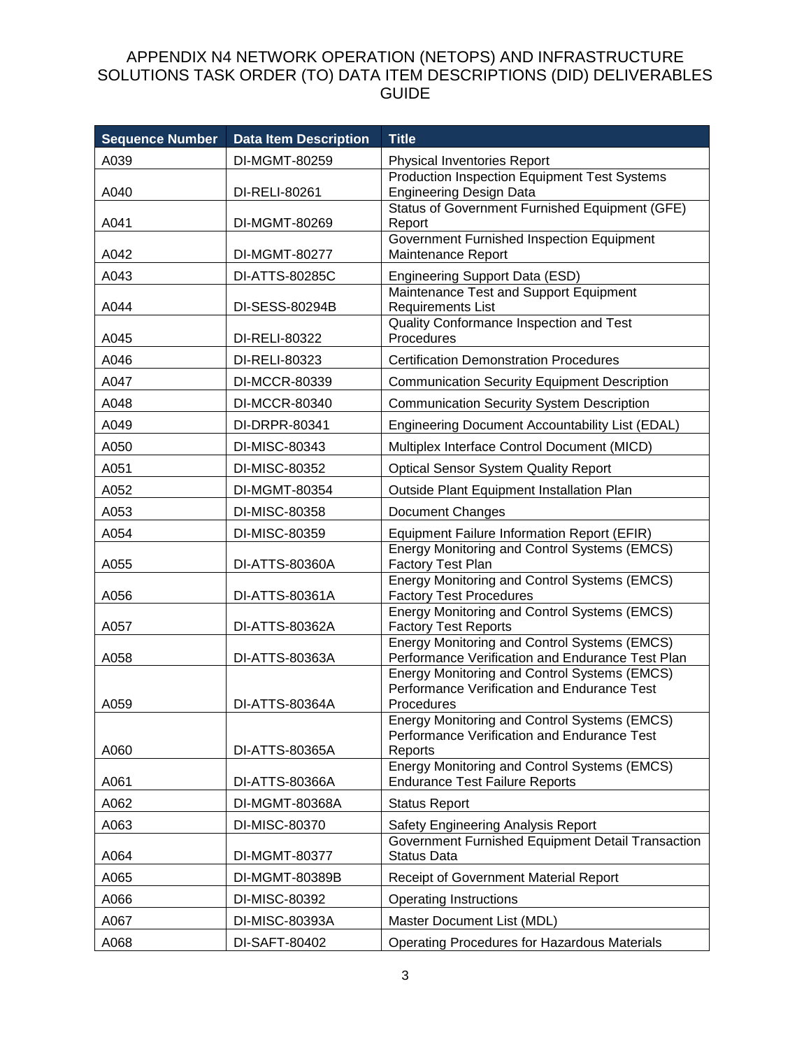# APPENDIX N4 NETWORK OPERATION (NETOPS) AND INFRASTRUCTURE SOLUTIONS TASK ORDER (TO) DATA ITEM DESCRIPTIONS (DID) DELIVERABLES GUIDE

| Sequence Number | Data Item Description | Title |
|---|---|---|
| A039 | DI-MGMT-80259 | Physical Inventories Report |
| A040 | DI-RELI-80261 | Production Inspection Equipment Test Systems Engineering Design Data |
| A041 | DI-MGMT-80269 | Status of Government Furnished Equipment (GFE) Report |
| A042 | DI-MGMT-80277 | Government Furnished Inspection Equipment Maintenance Report |
| A043 | DI-ATTS-80285C | Engineering Support Data (ESD) |
| A044 | DI-SESS-80294B | Maintenance Test and Support Equipment Requirements List |
| A045 | DI-RELI-80322 | Quality Conformance Inspection and Test Procedures |
| A046 | DI-RELI-80323 | Certification Demonstration Procedures |
| A047 | DI-MCCR-80339 | Communication Security Equipment Description |
| A048 | DI-MCCR-80340 | Communication Security System Description |
| A049 | DI-DRPR-80341 | Engineering Document Accountability List (EDAL) |
| A050 | DI-MISC-80343 | Multiplex Interface Control Document (MICD) |
| A051 | DI-MISC-80352 | Optical Sensor System Quality Report |
| A052 | DI-MGMT-80354 | Outside Plant Equipment Installation Plan |
| A053 | DI-MISC-80358 | Document Changes |
| A054 | DI-MISC-80359 | Equipment Failure Information Report (EFIR) |
| A055 | DI-ATTS-80360A | Energy Monitoring and Control Systems (EMCS) Factory Test Plan |
| A056 | DI-ATTS-80361A | Energy Monitoring and Control Systems (EMCS) Factory Test Procedures |
| A057 | DI-ATTS-80362A | Energy Monitoring and Control Systems (EMCS) Factory Test Reports |
| A058 | DI-ATTS-80363A | Energy Monitoring and Control Systems (EMCS) Performance Verification and Endurance Test Plan |
| A059 | DI-ATTS-80364A | Energy Monitoring and Control Systems (EMCS) Performance Verification and Endurance Test Procedures |
| A060 | DI-ATTS-80365A | Energy Monitoring and Control Systems (EMCS) Performance Verification and Endurance Test Reports |
| A061 | DI-ATTS-80366A | Energy Monitoring and Control Systems (EMCS) Endurance Test Failure Reports |
| A062 | DI-MGMT-80368A | Status Report |
| A063 | DI-MISC-80370 | Safety Engineering Analysis Report |
| A064 | DI-MGMT-80377 | Government Furnished Equipment Detail Transaction Status Data |
| A065 | DI-MGMT-80389B | Receipt of Government Material Report |
| A066 | DI-MISC-80392 | Operating Instructions |
| A067 | DI-MISC-80393A | Master Document List (MDL) |
| A068 | DI-SAFT-80402 | Operating Procedures for Hazardous Materials |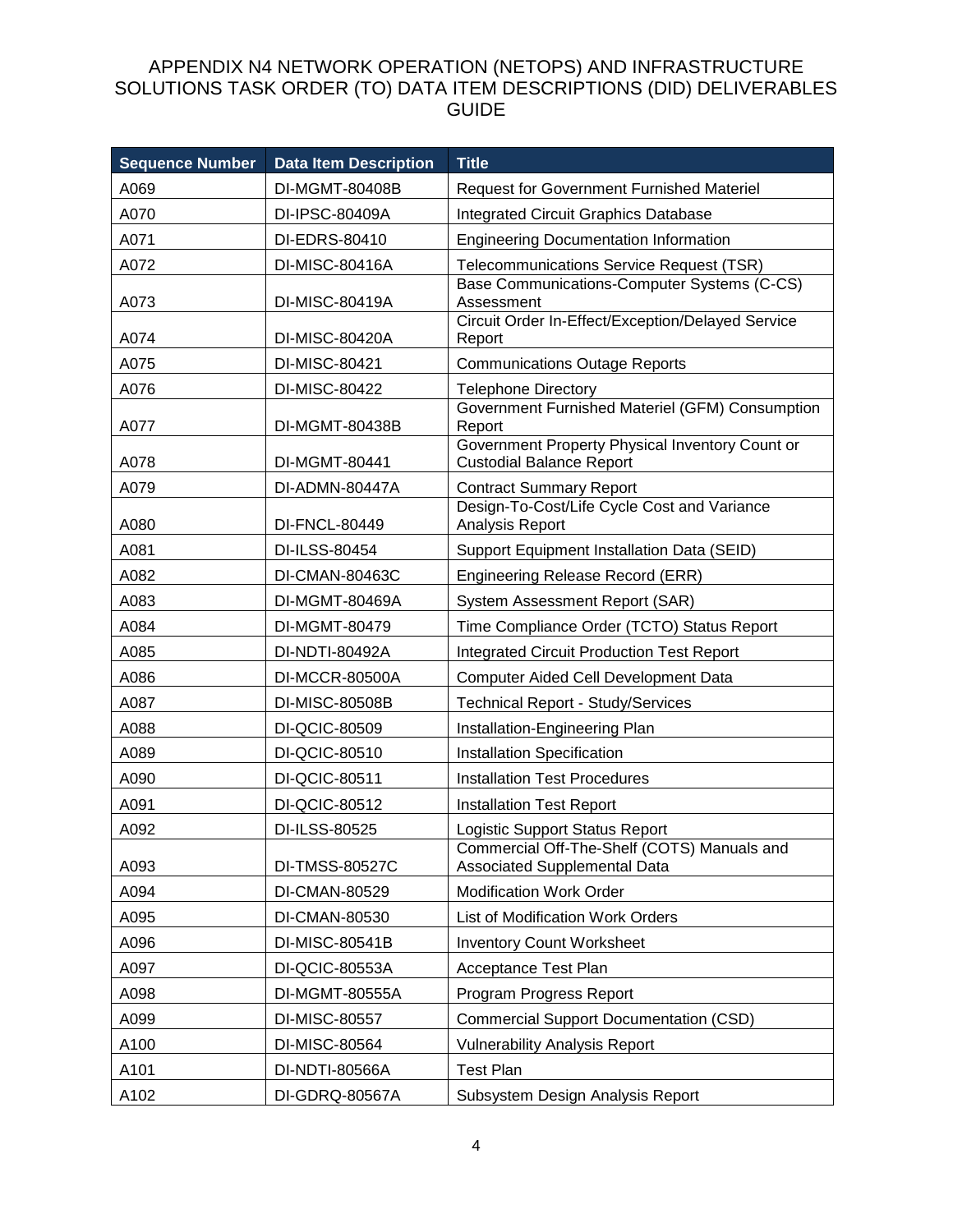# APPENDIX N4 NETWORK OPERATION (NETOPS) AND INFRASTRUCTURE SOLUTIONS TASK ORDER (TO) DATA ITEM DESCRIPTIONS (DID) DELIVERABLES GUIDE

| Sequence Number | Data Item Description | Title |
|---|---|---|
| A069 | DI-MGMT-80408B | Request for Government Furnished Materiel |
| A070 | DI-IPSC-80409A | Integrated Circuit Graphics Database |
| A071 | DI-EDRS-80410 | Engineering Documentation Information |
| A072 | DI-MISC-80416A | Telecommunications Service Request (TSR) |
| A073 | DI-MISC-80419A | Base Communications-Computer Systems (C-CS) Assessment |
| A074 | DI-MISC-80420A | Circuit Order In-Effect/Exception/Delayed Service Report |
| A075 | DI-MISC-80421 | Communications Outage Reports |
| A076 | DI-MISC-80422 | Telephone Directory |
| A077 | DI-MGMT-80438B | Government Furnished Materiel (GFM) Consumption Report |
| A078 | DI-MGMT-80441 | Government Property Physical Inventory Count or Custodial Balance Report |
| A079 | DI-ADMN-80447A | Contract Summary Report |
| A080 | DI-FNCL-80449 | Design-To-Cost/Life Cycle Cost and Variance Analysis Report |
| A081 | DI-ILSS-80454 | Support Equipment Installation Data (SEID) |
| A082 | DI-CMAN-80463C | Engineering Release Record (ERR) |
| A083 | DI-MGMT-80469A | System Assessment Report (SAR) |
| A084 | DI-MGMT-80479 | Time Compliance Order (TCTO) Status Report |
| A085 | DI-NDTI-80492A | Integrated Circuit Production Test Report |
| A086 | DI-MCCR-80500A | Computer Aided Cell Development Data |
| A087 | DI-MISC-80508B | Technical Report - Study/Services |
| A088 | DI-QCIC-80509 | Installation-Engineering Plan |
| A089 | DI-QCIC-80510 | Installation Specification |
| A090 | DI-QCIC-80511 | Installation Test Procedures |
| A091 | DI-QCIC-80512 | Installation Test Report |
| A092 | DI-ILSS-80525 | Logistic Support Status Report |
| A093 | DI-TMSS-80527C | Commercial Off-The-Shelf (COTS) Manuals and Associated Supplemental Data |
| A094 | DI-CMAN-80529 | Modification Work Order |
| A095 | DI-CMAN-80530 | List of Modification Work Orders |
| A096 | DI-MISC-80541B | Inventory Count Worksheet |
| A097 | DI-QCIC-80553A | Acceptance Test Plan |
| A098 | DI-MGMT-80555A | Program Progress Report |
| A099 | DI-MISC-80557 | Commercial Support Documentation (CSD) |
| A100 | DI-MISC-80564 | Vulnerability Analysis Report |
| A101 | DI-NDTI-80566A | Test Plan |
| A102 | DI-GDRQ-80567A | Subsystem Design Analysis Report |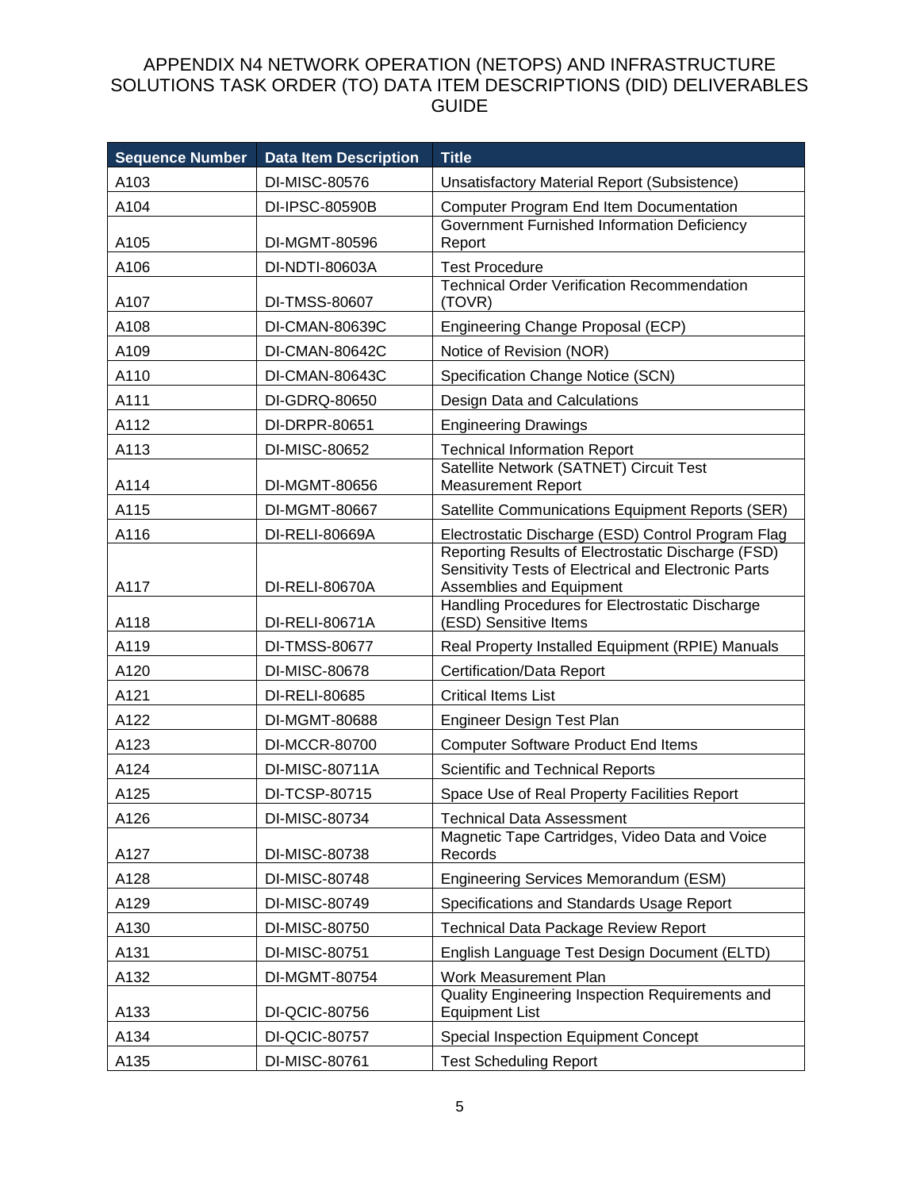# APPENDIX N4 NETWORK OPERATION (NETOPS) AND INFRASTRUCTURE SOLUTIONS TASK ORDER (TO) DATA ITEM DESCRIPTIONS (DID) DELIVERABLES GUIDE

| Sequence Number | Data Item Description | Title |
|---|---|---|
| A103 | DI-MISC-80576 | Unsatisfactory Material Report (Subsistence) |
| A104 | DI-IPSC-80590B | Computer Program End Item Documentation |
| A105 | DI-MGMT-80596 | Government Furnished Information Deficiency Report |
| A106 | DI-NDTI-80603A | Test Procedure |
| A107 | DI-TMSS-80607 | Technical Order Verification Recommendation (TOVR) |
| A108 | DI-CMAN-80639C | Engineering Change Proposal (ECP) |
| A109 | DI-CMAN-80642C | Notice of Revision (NOR) |
| A110 | DI-CMAN-80643C | Specification Change Notice (SCN) |
| A111 | DI-GDRQ-80650 | Design Data and Calculations |
| A112 | DI-DRPR-80651 | Engineering Drawings |
| A113 | DI-MISC-80652 | Technical Information Report |
| A114 | DI-MGMT-80656 | Satellite Network (SATNET) Circuit Test Measurement Report |
| A115 | DI-MGMT-80667 | Satellite Communications Equipment Reports (SER) |
| A116 | DI-RELI-80669A | Electrostatic Discharge (ESD) Control Program Flag |
| A117 | DI-RELI-80670A | Reporting Results of Electrostatic Discharge (FSD) Sensitivity Tests of Electrical and Electronic Parts Assemblies and Equipment |
| A118 | DI-RELI-80671A | Handling Procedures for Electrostatic Discharge (ESD) Sensitive Items |
| A119 | DI-TMSS-80677 | Real Property Installed Equipment (RPIE) Manuals |
| A120 | DI-MISC-80678 | Certification/Data Report |
| A121 | DI-RELI-80685 | Critical Items List |
| A122 | DI-MGMT-80688 | Engineer Design Test Plan |
| A123 | DI-MCCR-80700 | Computer Software Product End Items |
| A124 | DI-MISC-80711A | Scientific and Technical Reports |
| A125 | DI-TCSP-80715 | Space Use of Real Property Facilities Report |
| A126 | DI-MISC-80734 | Technical Data Assessment |
| A127 | DI-MISC-80738 | Magnetic Tape Cartridges, Video Data and Voice Records |
| A128 | DI-MISC-80748 | Engineering Services Memorandum (ESM) |
| A129 | DI-MISC-80749 | Specifications and Standards Usage Report |
| A130 | DI-MISC-80750 | Technical Data Package Review Report |
| A131 | DI-MISC-80751 | English Language Test Design Document (ELTD) |
| A132 | DI-MGMT-80754 | Work Measurement Plan |
| A133 | DI-QCIC-80756 | Quality Engineering Inspection Requirements and Equipment List |
| A134 | DI-QCIC-80757 | Special Inspection Equipment Concept |
| A135 | DI-MISC-80761 | Test Scheduling Report |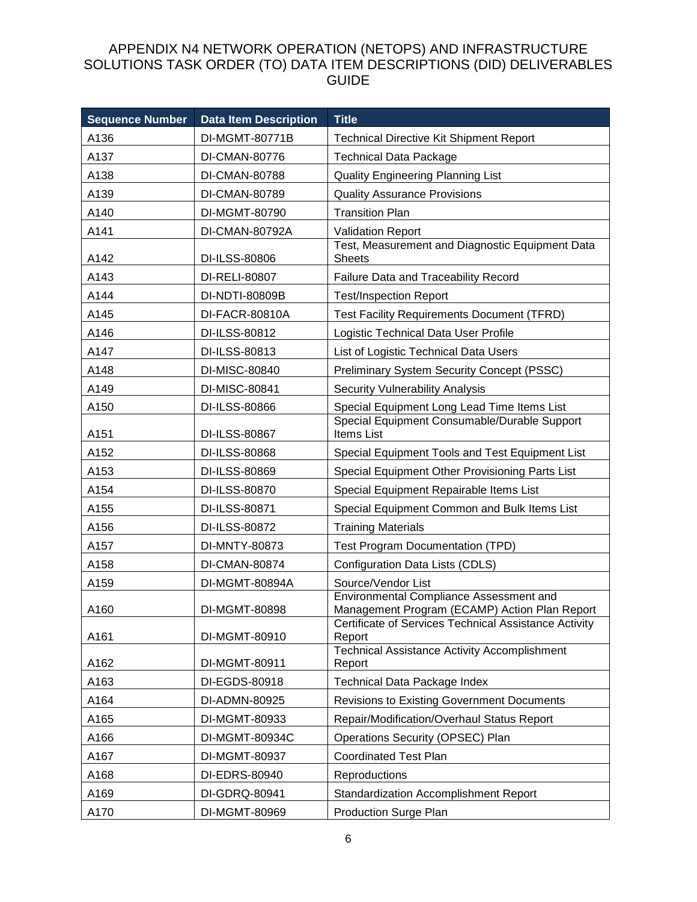# APPENDIX N4 NETWORK OPERATION (NETOPS) AND INFRASTRUCTURE SOLUTIONS TASK ORDER (TO) DATA ITEM DESCRIPTIONS (DID) DELIVERABLES GUIDE

| Sequence Number | Data Item Description | Title |
|---|---|---|
| A136 | DI-MGMT-80771B | Technical Directive Kit Shipment Report |
| A137 | DI-CMAN-80776 | Technical Data Package |
| A138 | DI-CMAN-80788 | Quality Engineering Planning List |
| A139 | DI-CMAN-80789 | Quality Assurance Provisions |
| A140 | DI-MGMT-80790 | Transition Plan |
| A141 | DI-CMAN-80792A | Validation Report |
| A142 | DI-ILSS-80806 | Test, Measurement and Diagnostic Equipment Data Sheets |
| A143 | DI-RELI-80807 | Failure Data and Traceability Record |
| A144 | DI-NDTI-80809B | Test/Inspection Report |
| A145 | DI-FACR-80810A | Test Facility Requirements Document (TFRD) |
| A146 | DI-ILSS-80812 | Logistic Technical Data User Profile |
| A147 | DI-ILSS-80813 | List of Logistic Technical Data Users |
| A148 | DI-MISC-80840 | Preliminary System Security Concept (PSSC) |
| A149 | DI-MISC-80841 | Security Vulnerability Analysis |
| A150 | DI-ILSS-80866 | Special Equipment Long Lead Time Items List |
| A151 | DI-ILSS-80867 | Special Equipment Consumable/Durable Support Items List |
| A152 | DI-ILSS-80868 | Special Equipment Tools and Test Equipment List |
| A153 | DI-ILSS-80869 | Special Equipment Other Provisioning Parts List |
| A154 | DI-ILSS-80870 | Special Equipment Repairable Items List |
| A155 | DI-ILSS-80871 | Special Equipment Common and Bulk Items List |
| A156 | DI-ILSS-80872 | Training Materials |
| A157 | DI-MNTY-80873 | Test Program Documentation (TPD) |
| A158 | DI-CMAN-80874 | Configuration Data Lists (CDLS) |
| A159 | DI-MGMT-80894A | Source/Vendor List |
| A160 | DI-MGMT-80898 | Environmental Compliance Assessment and Management Program (ECAMP) Action Plan Report |
| A161 | DI-MGMT-80910 | Certificate of Services Technical Assistance Activity Report |
| A162 | DI-MGMT-80911 | Technical Assistance Activity Accomplishment Report |
| A163 | DI-EGDS-80918 | Technical Data Package Index |
| A164 | DI-ADMN-80925 | Revisions to Existing Government Documents |
| A165 | DI-MGMT-80933 | Repair/Modification/Overhaul Status Report |
| A166 | DI-MGMT-80934C | Operations Security (OPSEC) Plan |
| A167 | DI-MGMT-80937 | Coordinated Test Plan |
| A168 | DI-EDRS-80940 | Reproductions |
| A169 | DI-GDRQ-80941 | Standardization Accomplishment Report |
| A170 | DI-MGMT-80969 | Production Surge Plan |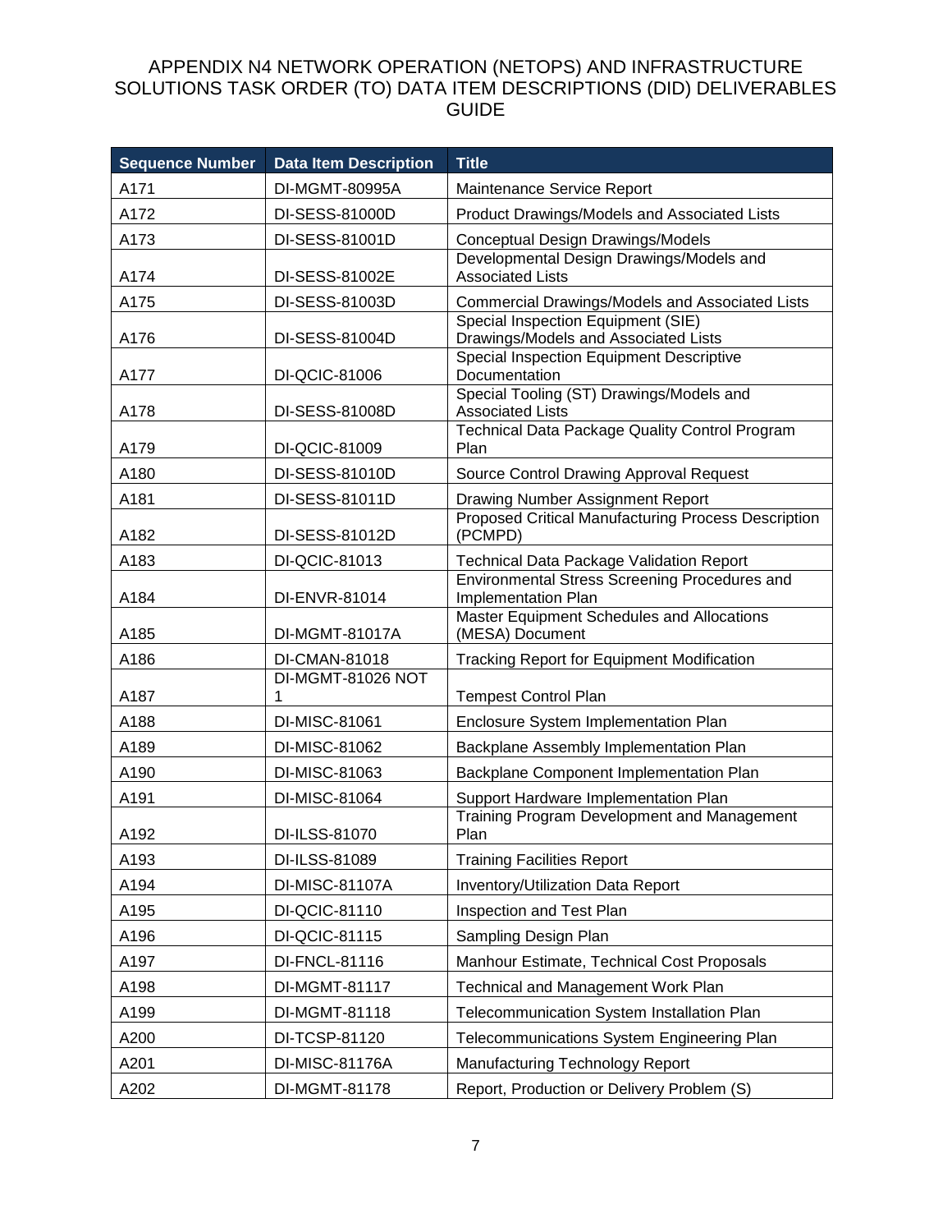# APPENDIX N4 NETWORK OPERATION (NETOPS) AND INFRASTRUCTURE SOLUTIONS TASK ORDER (TO) DATA ITEM DESCRIPTIONS (DID) DELIVERABLES GUIDE

| Sequence Number | Data Item Description | Title |
|---|---|---|
| A171 | DI-MGMT-80995A | Maintenance Service Report |
| A172 | DI-SESS-81000D | Product Drawings/Models and Associated Lists |
| A173 | DI-SESS-81001D | Conceptual Design Drawings/Models |
| A174 | DI-SESS-81002E | Developmental Design Drawings/Models and Associated Lists |
| A175 | DI-SESS-81003D | Commercial Drawings/Models and Associated Lists |
| A176 | DI-SESS-81004D | Special Inspection Equipment (SIE) Drawings/Models and Associated Lists |
| A177 | DI-QCIC-81006 | Special Inspection Equipment Descriptive Documentation |
| A178 | DI-SESS-81008D | Special Tooling (ST) Drawings/Models and Associated Lists |
| A179 | DI-QCIC-81009 | Technical Data Package Quality Control Program Plan |
| A180 | DI-SESS-81010D | Source Control Drawing Approval Request |
| A181 | DI-SESS-81011D | Drawing Number Assignment Report |
| A182 | DI-SESS-81012D | Proposed Critical Manufacturing Process Description (PCMPD) |
| A183 | DI-QCIC-81013 | Technical Data Package Validation Report |
| A184 | DI-ENVR-81014 | Environmental Stress Screening Procedures and Implementation Plan |
| A185 | DI-MGMT-81017A | Master Equipment Schedules and Allocations (MESA) Document |
| A186 | DI-CMAN-81018 | Tracking Report for Equipment Modification |
| A187 | DI-MGMT-81026 NOT 1 | Tempest Control Plan |
| A188 | DI-MISC-81061 | Enclosure System Implementation Plan |
| A189 | DI-MISC-81062 | Backplane Assembly Implementation Plan |
| A190 | DI-MISC-81063 | Backplane Component Implementation Plan |
| A191 | DI-MISC-81064 | Support Hardware Implementation Plan |
| A192 | DI-ILSS-81070 | Training Program Development and Management Plan |
| A193 | DI-ILSS-81089 | Training Facilities Report |
| A194 | DI-MISC-81107A | Inventory/Utilization Data Report |
| A195 | DI-QCIC-81110 | Inspection and Test Plan |
| A196 | DI-QCIC-81115 | Sampling Design Plan |
| A197 | DI-FNCL-81116 | Manhour Estimate, Technical Cost Proposals |
| A198 | DI-MGMT-81117 | Technical and Management Work Plan |
| A199 | DI-MGMT-81118 | Telecommunication System Installation Plan |
| A200 | DI-TCSP-81120 | Telecommunications System Engineering Plan |
| A201 | DI-MISC-81176A | Manufacturing Technology Report |
| A202 | DI-MGMT-81178 | Report, Production or Delivery Problem (S) |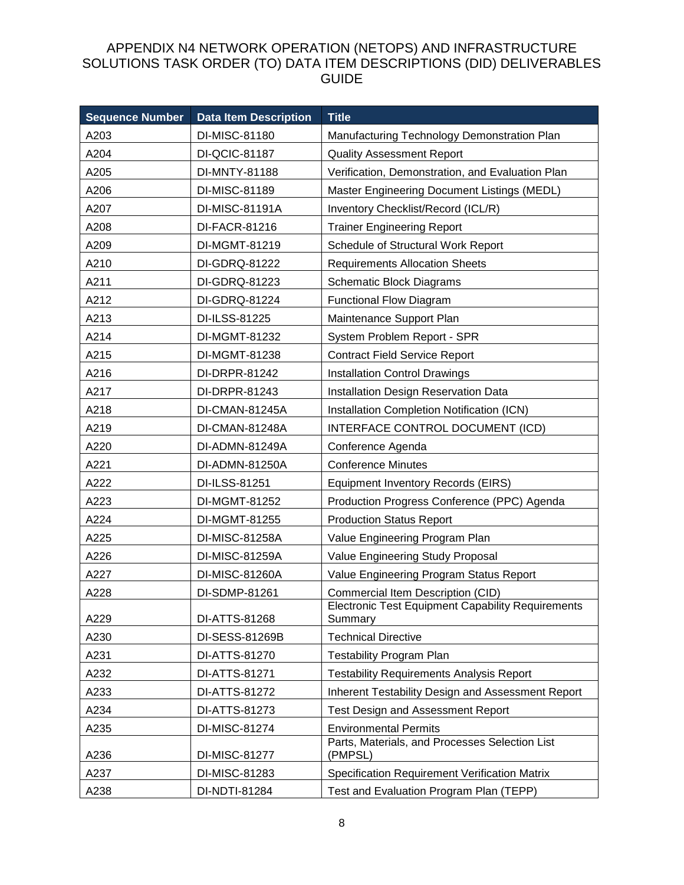# APPENDIX N4 NETWORK OPERATION (NETOPS) AND INFRASTRUCTURE SOLUTIONS TASK ORDER (TO) DATA ITEM DESCRIPTIONS (DID) DELIVERABLES GUIDE

| Sequence Number | Data Item Description | Title |
|---|---|---|
| A203 | DI-MISC-81180 | Manufacturing Technology Demonstration Plan |
| A204 | DI-QCIC-81187 | Quality Assessment Report |
| A205 | DI-MNTY-81188 | Verification, Demonstration, and Evaluation Plan |
| A206 | DI-MISC-81189 | Master Engineering Document Listings (MEDL) |
| A207 | DI-MISC-81191A | Inventory Checklist/Record (ICL/R) |
| A208 | DI-FACR-81216 | Trainer Engineering Report |
| A209 | DI-MGMT-81219 | Schedule of Structural Work Report |
| A210 | DI-GDRQ-81222 | Requirements Allocation Sheets |
| A211 | DI-GDRQ-81223 | Schematic Block Diagrams |
| A212 | DI-GDRQ-81224 | Functional Flow Diagram |
| A213 | DI-ILSS-81225 | Maintenance Support Plan |
| A214 | DI-MGMT-81232 | System Problem Report - SPR |
| A215 | DI-MGMT-81238 | Contract Field Service Report |
| A216 | DI-DRPR-81242 | Installation Control Drawings |
| A217 | DI-DRPR-81243 | Installation Design Reservation Data |
| A218 | DI-CMAN-81245A | Installation Completion Notification (ICN) |
| A219 | DI-CMAN-81248A | INTERFACE CONTROL DOCUMENT (ICD) |
| A220 | DI-ADMN-81249A | Conference Agenda |
| A221 | DI-ADMN-81250A | Conference Minutes |
| A222 | DI-ILSS-81251 | Equipment Inventory Records (EIRS) |
| A223 | DI-MGMT-81252 | Production Progress Conference (PPC) Agenda |
| A224 | DI-MGMT-81255 | Production Status Report |
| A225 | DI-MISC-81258A | Value Engineering Program Plan |
| A226 | DI-MISC-81259A | Value Engineering Study Proposal |
| A227 | DI-MISC-81260A | Value Engineering Program Status Report |
| A228 | DI-SDMP-81261 | Commercial Item Description (CID) |
| A229 | DI-ATTS-81268 | Electronic Test Equipment Capability Requirements Summary |
| A230 | DI-SESS-81269B | Technical Directive |
| A231 | DI-ATTS-81270 | Testability Program Plan |
| A232 | DI-ATTS-81271 | Testability Requirements Analysis Report |
| A233 | DI-ATTS-81272 | Inherent Testability Design and Assessment Report |
| A234 | DI-ATTS-81273 | Test Design and Assessment Report |
| A235 | DI-MISC-81274 | Environmental Permits |
| A236 | DI-MISC-81277 | Parts, Materials, and Processes Selection List (PMPSL) |
| A237 | DI-MISC-81283 | Specification Requirement Verification Matrix |
| A238 | DI-NDTI-81284 | Test and Evaluation Program Plan (TEPP) |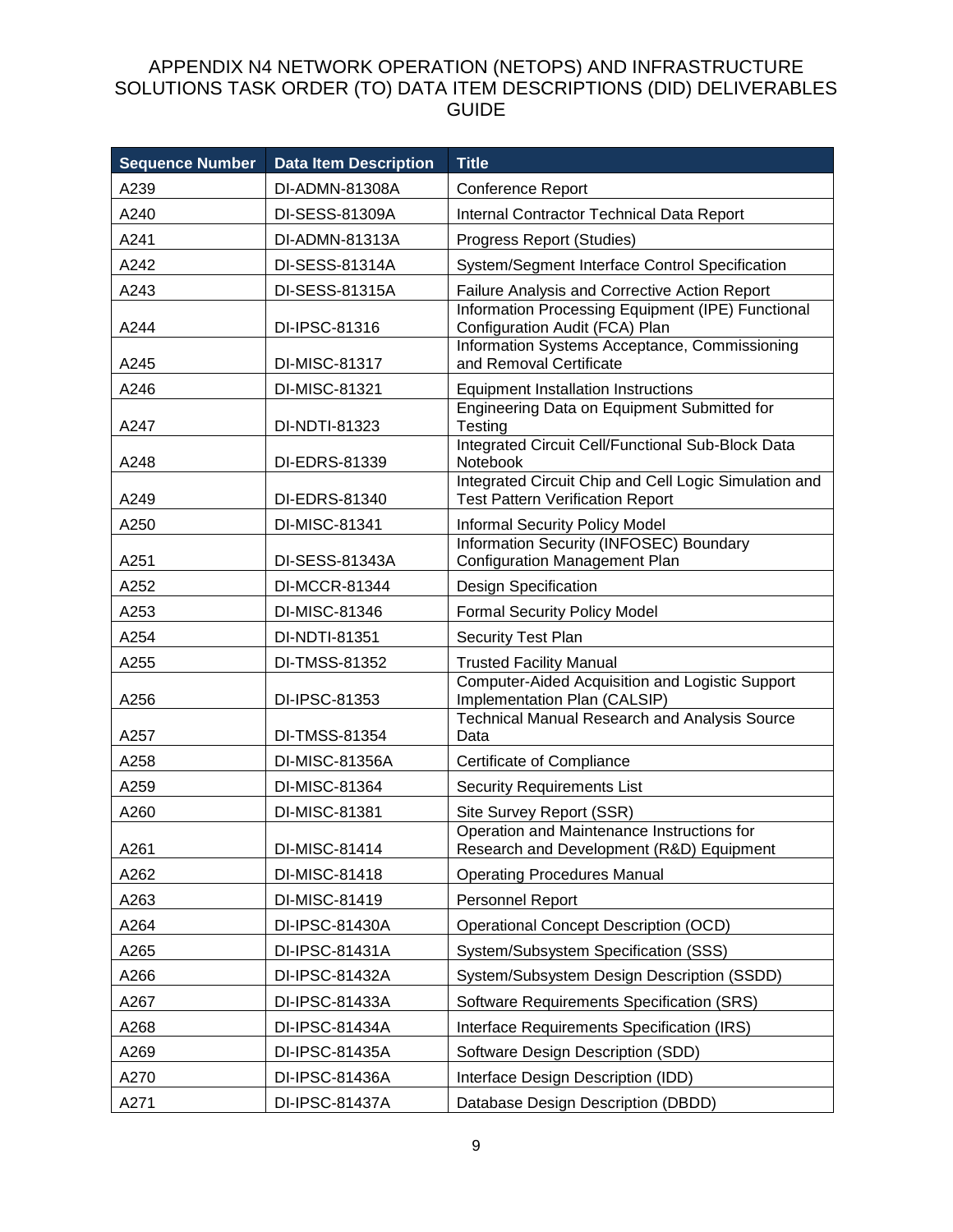# APPENDIX N4 NETWORK OPERATION (NETOPS) AND INFRASTRUCTURE SOLUTIONS TASK ORDER (TO) DATA ITEM DESCRIPTIONS (DID) DELIVERABLES GUIDE

| Sequence Number | Data Item Description | Title |
|---|---|---|
| A239 | DI-ADMN-81308A | Conference Report |
| A240 | DI-SESS-81309A | Internal Contractor Technical Data Report |
| A241 | DI-ADMN-81313A | Progress Report (Studies) |
| A242 | DI-SESS-81314A | System/Segment Interface Control Specification |
| A243 | DI-SESS-81315A | Failure Analysis and Corrective Action Report |
| A244 | DI-IPSC-81316 | Information Processing Equipment (IPE) Functional Configuration Audit (FCA) Plan |
| A245 | DI-MISC-81317 | Information Systems Acceptance, Commissioning and Removal Certificate |
| A246 | DI-MISC-81321 | Equipment Installation Instructions |
| A247 | DI-NDTI-81323 | Engineering Data on Equipment Submitted for Testing |
| A248 | DI-EDRS-81339 | Integrated Circuit Cell/Functional Sub-Block Data Notebook |
| A249 | DI-EDRS-81340 | Integrated Circuit Chip and Cell Logic Simulation and Test Pattern Verification Report |
| A250 | DI-MISC-81341 | Informal Security Policy Model |
| A251 | DI-SESS-81343A | Information Security (INFOSEC) Boundary Configuration Management Plan |
| A252 | DI-MCCR-81344 | Design Specification |
| A253 | DI-MISC-81346 | Formal Security Policy Model |
| A254 | DI-NDTI-81351 | Security Test Plan |
| A255 | DI-TMSS-81352 | Trusted Facility Manual |
| A256 | DI-IPSC-81353 | Computer-Aided Acquisition and Logistic Support Implementation Plan (CALSIP) |
| A257 | DI-TMSS-81354 | Technical Manual Research and Analysis Source Data |
| A258 | DI-MISC-81356A | Certificate of Compliance |
| A259 | DI-MISC-81364 | Security Requirements List |
| A260 | DI-MISC-81381 | Site Survey Report (SSR) |
| A261 | DI-MISC-81414 | Operation and Maintenance Instructions for Research and Development (R&D) Equipment |
| A262 | DI-MISC-81418 | Operating Procedures Manual |
| A263 | DI-MISC-81419 | Personnel Report |
| A264 | DI-IPSC-81430A | Operational Concept Description (OCD) |
| A265 | DI-IPSC-81431A | System/Subsystem Specification (SSS) |
| A266 | DI-IPSC-81432A | System/Subsystem Design Description (SSDD) |
| A267 | DI-IPSC-81433A | Software Requirements Specification (SRS) |
| A268 | DI-IPSC-81434A | Interface Requirements Specification (IRS) |
| A269 | DI-IPSC-81435A | Software Design Description (SDD) |
| A270 | DI-IPSC-81436A | Interface Design Description (IDD) |
| A271 | DI-IPSC-81437A | Database Design Description (DBDD) |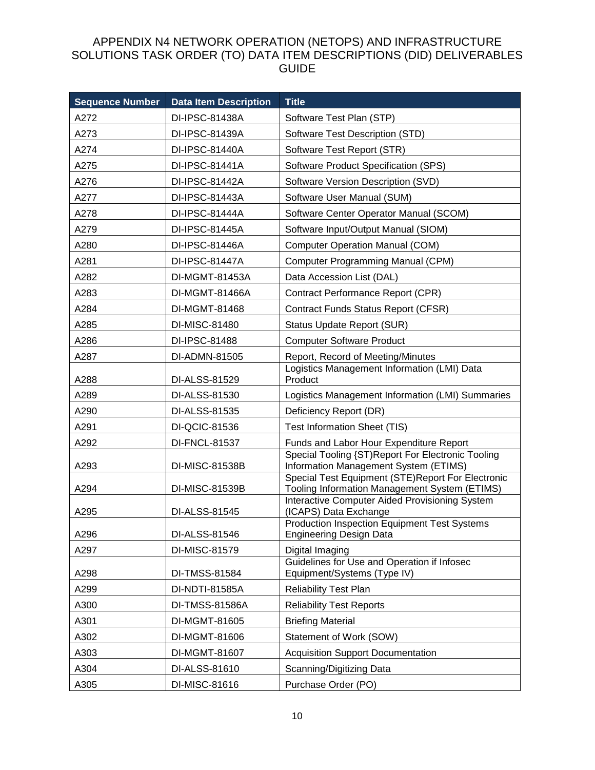# APPENDIX N4 NETWORK OPERATION (NETOPS) AND INFRASTRUCTURE SOLUTIONS TASK ORDER (TO) DATA ITEM DESCRIPTIONS (DID) DELIVERABLES GUIDE

| Sequence Number | Data Item Description | Title |
|---|---|---|
| A272 | DI-IPSC-81438A | Software Test Plan (STP) |
| A273 | DI-IPSC-81439A | Software Test Description (STD) |
| A274 | DI-IPSC-81440A | Software Test Report (STR) |
| A275 | DI-IPSC-81441A | Software Product Specification (SPS) |
| A276 | DI-IPSC-81442A | Software Version Description (SVD) |
| A277 | DI-IPSC-81443A | Software User Manual (SUM) |
| A278 | DI-IPSC-81444A | Software Center Operator Manual (SCOM) |
| A279 | DI-IPSC-81445A | Software Input/Output Manual (SIOM) |
| A280 | DI-IPSC-81446A | Computer Operation Manual (COM) |
| A281 | DI-IPSC-81447A | Computer Programming Manual (CPM) |
| A282 | DI-MGMT-81453A | Data Accession List (DAL) |
| A283 | DI-MGMT-81466A | Contract Performance Report (CPR) |
| A284 | DI-MGMT-81468 | Contract Funds Status Report (CFSR) |
| A285 | DI-MISC-81480 | Status Update Report (SUR) |
| A286 | DI-IPSC-81488 | Computer Software Product |
| A287 | DI-ADMN-81505 | Report, Record of Meeting/Minutes |
| A288 | DI-ALSS-81529 | Logistics Management Information (LMI) Data Product |
| A289 | DI-ALSS-81530 | Logistics Management Information (LMI) Summaries |
| A290 | DI-ALSS-81535 | Deficiency Report (DR) |
| A291 | DI-QCIC-81536 | Test Information Sheet (TIS) |
| A292 | DI-FNCL-81537 | Funds and Labor Hour Expenditure Report |
| A293 | DI-MISC-81538B | Special Tooling {ST)Report For Electronic Tooling Information Management System (ETIMS) |
| A294 | DI-MISC-81539B | Special Test Equipment (STE)Report For Electronic Tooling Information Management System (ETIMS) |
| A295 | DI-ALSS-81545 | Interactive Computer Aided Provisioning System (ICAPS) Data Exchange |
| A296 | DI-ALSS-81546 | Production Inspection Equipment Test Systems Engineering Design Data |
| A297 | DI-MISC-81579 | Digital Imaging |
| A298 | DI-TMSS-81584 | Guidelines for Use and Operation if Infosec Equipment/Systems (Type IV) |
| A299 | DI-NDTI-81585A | Reliability Test Plan |
| A300 | DI-TMSS-81586A | Reliability Test Reports |
| A301 | DI-MGMT-81605 | Briefing Material |
| A302 | DI-MGMT-81606 | Statement of Work (SOW) |
| A303 | DI-MGMT-81607 | Acquisition Support Documentation |
| A304 | DI-ALSS-81610 | Scanning/Digitizing Data |
| A305 | DI-MISC-81616 | Purchase Order (PO) |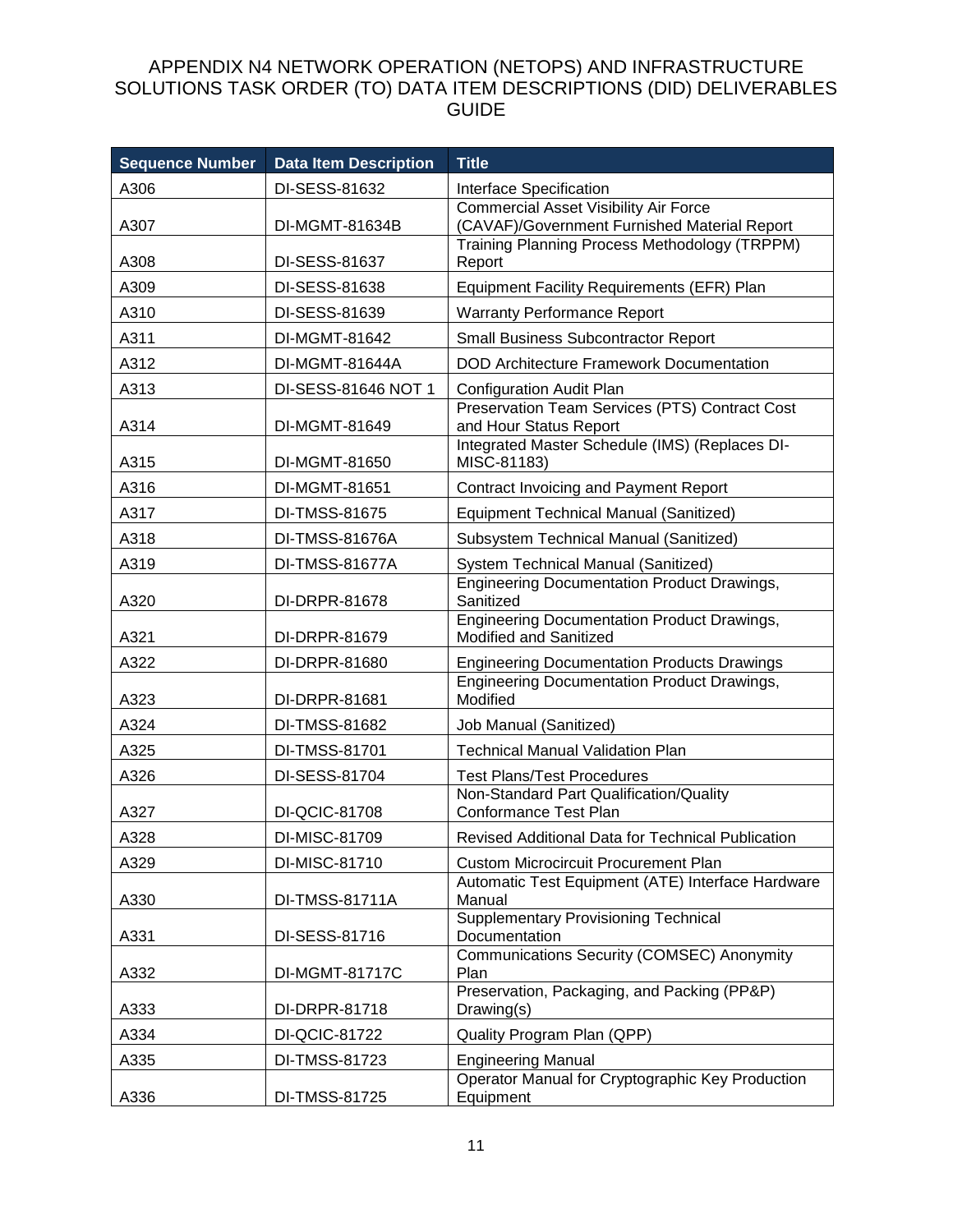# APPENDIX N4 NETWORK OPERATION (NETOPS) AND INFRASTRUCTURE SOLUTIONS TASK ORDER (TO) DATA ITEM DESCRIPTIONS (DID) DELIVERABLES GUIDE

| Sequence Number | Data Item Description | Title |
|---|---|---|
| A306 | DI-SESS-81632 | Interface Specification |
| A307 | DI-MGMT-81634B | Commercial Asset Visibility Air Force (CAVAF)/Government Furnished Material Report |
| A308 | DI-SESS-81637 | Training Planning Process Methodology (TRPPM) Report |
| A309 | DI-SESS-81638 | Equipment Facility Requirements (EFR) Plan |
| A310 | DI-SESS-81639 | Warranty Performance Report |
| A311 | DI-MGMT-81642 | Small Business Subcontractor Report |
| A312 | DI-MGMT-81644A | DOD Architecture Framework Documentation |
| A313 | DI-SESS-81646 NOT 1 | Configuration Audit Plan |
| A314 | DI-MGMT-81649 | Preservation Team Services (PTS) Contract Cost and Hour Status Report |
| A315 | DI-MGMT-81650 | Integrated Master Schedule (IMS) (Replaces DI-MISC-81183) |
| A316 | DI-MGMT-81651 | Contract Invoicing and Payment Report |
| A317 | DI-TMSS-81675 | Equipment Technical Manual (Sanitized) |
| A318 | DI-TMSS-81676A | Subsystem Technical Manual (Sanitized) |
| A319 | DI-TMSS-81677A | System Technical Manual (Sanitized) |
| A320 | DI-DRPR-81678 | Engineering Documentation Product Drawings, Sanitized |
| A321 | DI-DRPR-81679 | Engineering Documentation Product Drawings, Modified and Sanitized |
| A322 | DI-DRPR-81680 | Engineering Documentation Products Drawings |
| A323 | DI-DRPR-81681 | Engineering Documentation Product Drawings, Modified |
| A324 | DI-TMSS-81682 | Job Manual (Sanitized) |
| A325 | DI-TMSS-81701 | Technical Manual Validation Plan |
| A326 | DI-SESS-81704 | Test Plans/Test Procedures |
| A327 | DI-QCIC-81708 | Non-Standard Part Qualification/Quality Conformance Test Plan |
| A328 | DI-MISC-81709 | Revised Additional Data for Technical Publication |
| A329 | DI-MISC-81710 | Custom Microcircuit Procurement Plan |
| A330 | DI-TMSS-81711A | Automatic Test Equipment (ATE) Interface Hardware Manual |
| A331 | DI-SESS-81716 | Supplementary Provisioning Technical Documentation |
| A332 | DI-MGMT-81717C | Communications Security (COMSEC) Anonymity Plan |
| A333 | DI-DRPR-81718 | Preservation, Packaging, and Packing (PP&P) Drawing(s) |
| A334 | DI-QCIC-81722 | Quality Program Plan (QPP) |
| A335 | DI-TMSS-81723 | Engineering Manual |
| A336 | DI-TMSS-81725 | Operator Manual for Cryptographic Key Production Equipment |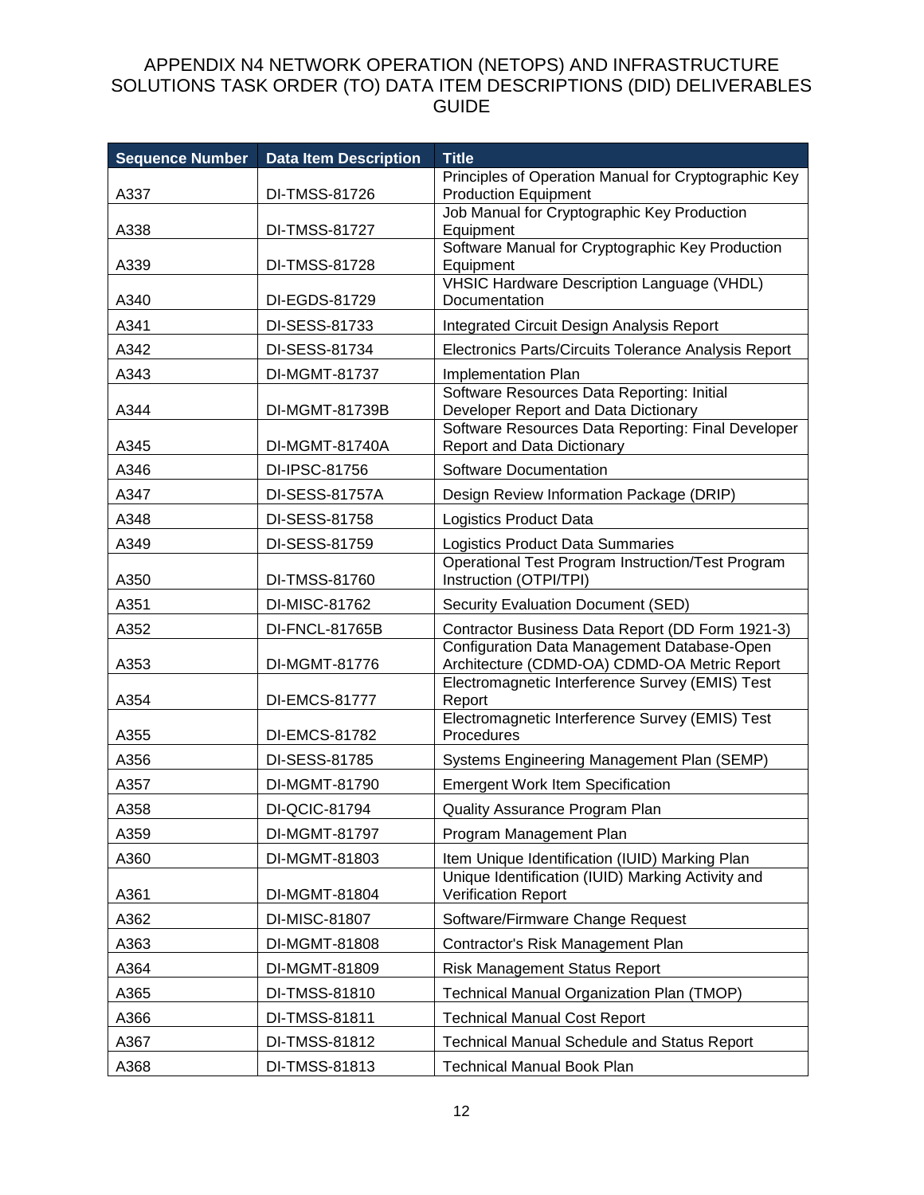# APPENDIX N4 NETWORK OPERATION (NETOPS) AND INFRASTRUCTURE SOLUTIONS TASK ORDER (TO) DATA ITEM DESCRIPTIONS (DID) DELIVERABLES GUIDE

| Sequence Number | Data Item Description | Title |
|---|---|---|
| A337 | DI-TMSS-81726 | Principles of Operation Manual for Cryptographic Key Production Equipment |
| A338 | DI-TMSS-81727 | Job Manual for Cryptographic Key Production Equipment |
| A339 | DI-TMSS-81728 | Software Manual for Cryptographic Key Production Equipment |
| A340 | DI-EGDS-81729 | VHSIC Hardware Description Language (VHDL) Documentation |
| A341 | DI-SESS-81733 | Integrated Circuit Design Analysis Report |
| A342 | DI-SESS-81734 | Electronics Parts/Circuits Tolerance Analysis Report |
| A343 | DI-MGMT-81737 | Implementation Plan |
| A344 | DI-MGMT-81739B | Software Resources Data Reporting: Initial Developer Report and Data Dictionary |
| A345 | DI-MGMT-81740A | Software Resources Data Reporting: Final Developer Report and Data Dictionary |
| A346 | DI-IPSC-81756 | Software Documentation |
| A347 | DI-SESS-81757A | Design Review Information Package (DRIP) |
| A348 | DI-SESS-81758 | Logistics Product Data |
| A349 | DI-SESS-81759 | Logistics Product Data Summaries |
| A350 | DI-TMSS-81760 | Operational Test Program Instruction/Test Program Instruction (OTPI/TPI) |
| A351 | DI-MISC-81762 | Security Evaluation Document (SED) |
| A352 | DI-FNCL-81765B | Contractor Business Data Report (DD Form 1921-3) |
| A353 | DI-MGMT-81776 | Configuration Data Management Database-Open Architecture (CDMD-OA) CDMD-OA Metric Report |
| A354 | DI-EMCS-81777 | Electromagnetic Interference Survey (EMIS) Test Report |
| A355 | DI-EMCS-81782 | Electromagnetic Interference Survey (EMIS) Test Procedures |
| A356 | DI-SESS-81785 | Systems Engineering Management Plan (SEMP) |
| A357 | DI-MGMT-81790 | Emergent Work Item Specification |
| A358 | DI-QCIC-81794 | Quality Assurance Program Plan |
| A359 | DI-MGMT-81797 | Program Management Plan |
| A360 | DI-MGMT-81803 | Item Unique Identification (IUID) Marking Plan |
| A361 | DI-MGMT-81804 | Unique Identification (IUID) Marking Activity and Verification Report |
| A362 | DI-MISC-81807 | Software/Firmware Change Request |
| A363 | DI-MGMT-81808 | Contractor's Risk Management Plan |
| A364 | DI-MGMT-81809 | Risk Management Status Report |
| A365 | DI-TMSS-81810 | Technical Manual Organization Plan (TMOP) |
| A366 | DI-TMSS-81811 | Technical Manual Cost Report |
| A367 | DI-TMSS-81812 | Technical Manual Schedule and Status Report |
| A368 | DI-TMSS-81813 | Technical Manual Book Plan |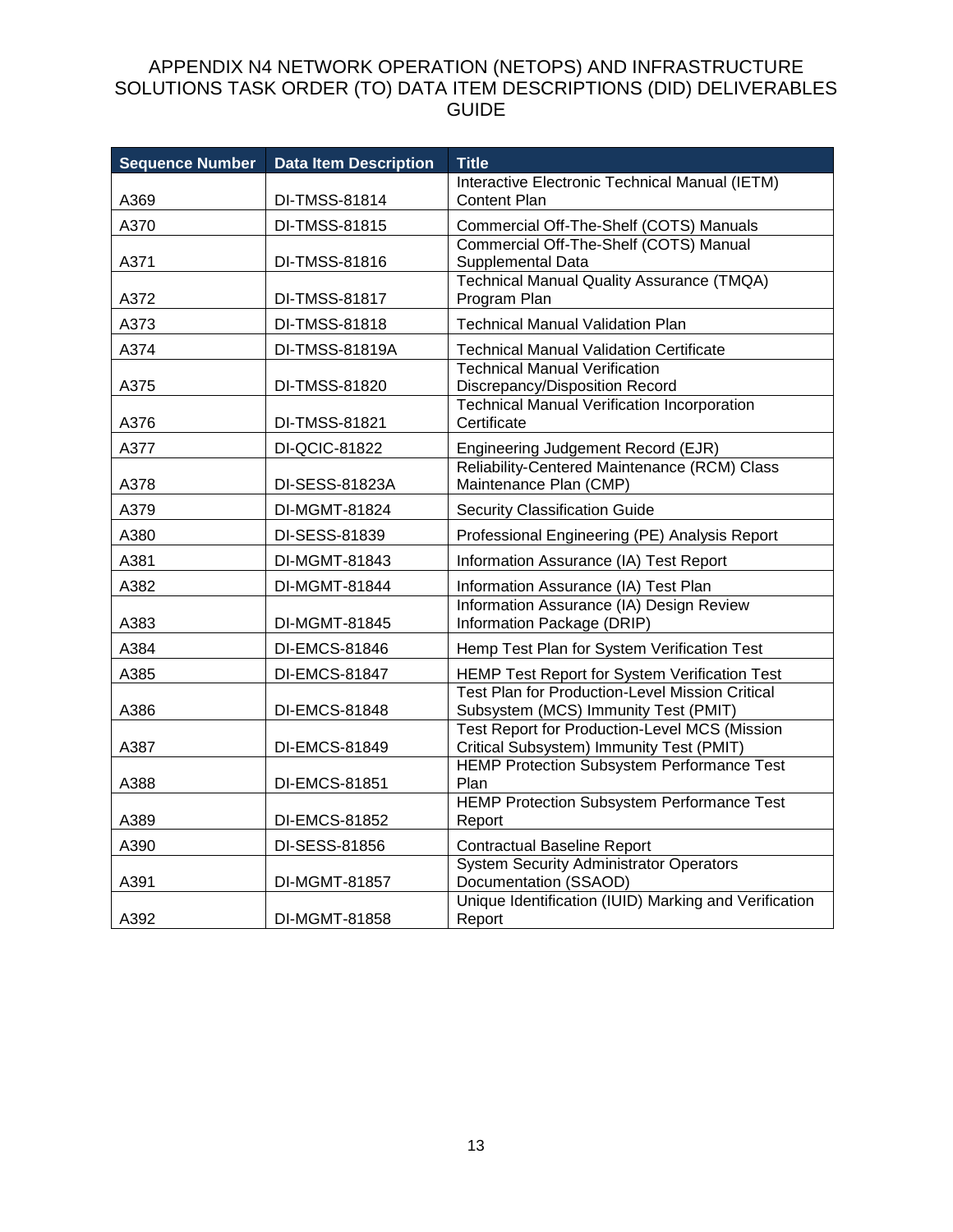# APPENDIX N4 NETWORK OPERATION (NETOPS) AND INFRASTRUCTURE SOLUTIONS TASK ORDER (TO) DATA ITEM DESCRIPTIONS (DID) DELIVERABLES GUIDE

| Sequence Number | Data Item Description | Title |
|---|---|---|
| A369 | DI-TMSS-81814 | Interactive Electronic Technical Manual (IETM) Content Plan |
| A370 | DI-TMSS-81815 | Commercial Off-The-Shelf (COTS) Manuals |
| A371 | DI-TMSS-81816 | Commercial Off-The-Shelf (COTS) Manual Supplemental Data |
| A372 | DI-TMSS-81817 | Technical Manual Quality Assurance (TMQA) Program Plan |
| A373 | DI-TMSS-81818 | Technical Manual Validation Plan |
| A374 | DI-TMSS-81819A | Technical Manual Validation Certificate |
| A375 | DI-TMSS-81820 | Technical Manual Verification Discrepancy/Disposition Record |
| A376 | DI-TMSS-81821 | Technical Manual Verification Incorporation Certificate |
| A377 | DI-QCIC-81822 | Engineering Judgement Record (EJR) |
| A378 | DI-SESS-81823A | Reliability-Centered Maintenance (RCM) Class Maintenance Plan (CMP) |
| A379 | DI-MGMT-81824 | Security Classification Guide |
| A380 | DI-SESS-81839 | Professional Engineering (PE) Analysis Report |
| A381 | DI-MGMT-81843 | Information Assurance (IA) Test Report |
| A382 | DI-MGMT-81844 | Information Assurance (IA) Test Plan |
| A383 | DI-MGMT-81845 | Information Assurance (IA) Design Review Information Package (DRIP) |
| A384 | DI-EMCS-81846 | Hemp Test Plan for System Verification Test |
| A385 | DI-EMCS-81847 | HEMP Test Report for System Verification Test |
| A386 | DI-EMCS-81848 | Test Plan for Production-Level Mission Critical Subsystem (MCS) Immunity Test (PMIT) |
| A387 | DI-EMCS-81849 | Test Report for Production-Level MCS (Mission Critical Subsystem) Immunity Test (PMIT) |
| A388 | DI-EMCS-81851 | HEMP Protection Subsystem Performance Test Plan |
| A389 | DI-EMCS-81852 | HEMP Protection Subsystem Performance Test Report |
| A390 | DI-SESS-81856 | Contractual Baseline Report |
| A391 | DI-MGMT-81857 | System Security Administrator Operators Documentation (SSAOD) |
| A392 | DI-MGMT-81858 | Unique Identification (IUID) Marking and Verification Report |